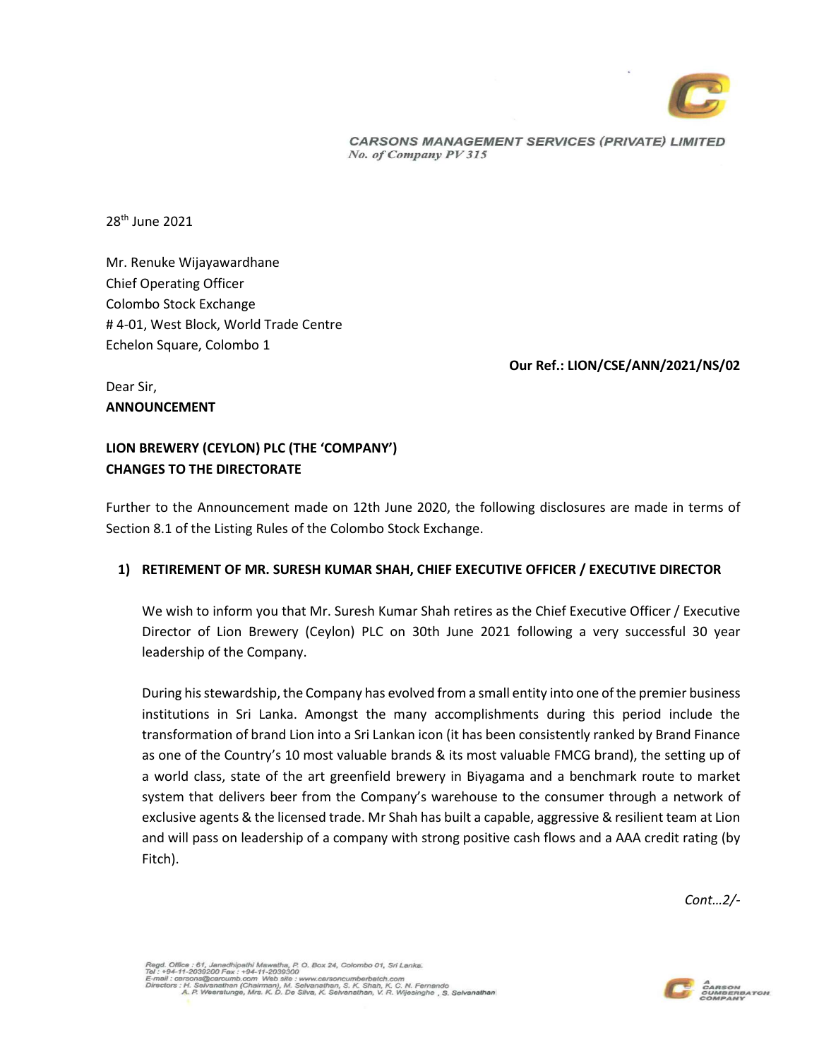**CARSONS MANAGEMENT SERVICES (PRIVATE) LIMITED**
*No. of Company PV 315*

28th June 2021

Mr. Renuke Wijayawardhane
Chief Operating Officer
Colombo Stock Exchange
# 4-01, West Block, World Trade Centre
Echelon Square, Colombo 1

**Our Ref.: LION/CSE/ANN/2021/NS/02**

Dear Sir,
**ANNOUNCEMENT**

**LION BREWERY (CEYLON) PLC (THE 'COMPANY')**
**CHANGES TO THE DIRECTORATE**

Further to the Announcement made on 12th June 2020, the following disclosures are made in terms of Section 8.1 of the Listing Rules of the Colombo Stock Exchange.

**1) RETIREMENT OF MR. SURESH KUMAR SHAH, CHIEF EXECUTIVE OFFICER / EXECUTIVE DIRECTOR**

We wish to inform you that Mr. Suresh Kumar Shah retires as the Chief Executive Officer / Executive Director of Lion Brewery (Ceylon) PLC on 30th June 2021 following a very successful 30 year leadership of the Company.

During his stewardship, the Company has evolved from a small entity into one of the premier business institutions in Sri Lanka. Amongst the many accomplishments during this period include the transformation of brand Lion into a Sri Lankan icon (it has been consistently ranked by Brand Finance as one of the Country's 10 most valuable brands & its most valuable FMCG brand), the setting up of a world class, state of the art greenfield brewery in Biyagama and a benchmark route to market system that delivers beer from the Company's warehouse to the consumer through a network of exclusive agents & the licensed trade. Mr Shah has built a capable, aggressive & resilient team at Lion and will pass on leadership of a company with strong positive cash flows and a AAA credit rating (by Fitch).

*Cont…2/-*

Regd. Office : 61, Janadhipathi Mawatha, P. O. Box 24, Colombo 01, Sri Lanka.
Tel : +94-11-2039200 Fax : +94-11-2039300
E-mail : carsons@carcumb.com Web site : www.carsoncumberbatch.com
Directors : H. Selvanathan (Chairman), M. Selvanathan, S. K. Shah, K. C. N. Fernando
A. P. Weeratunge, Mrs. K. D. De Silva, K. Selvanathan, V. R. Wijesinghe , S. Selvanathan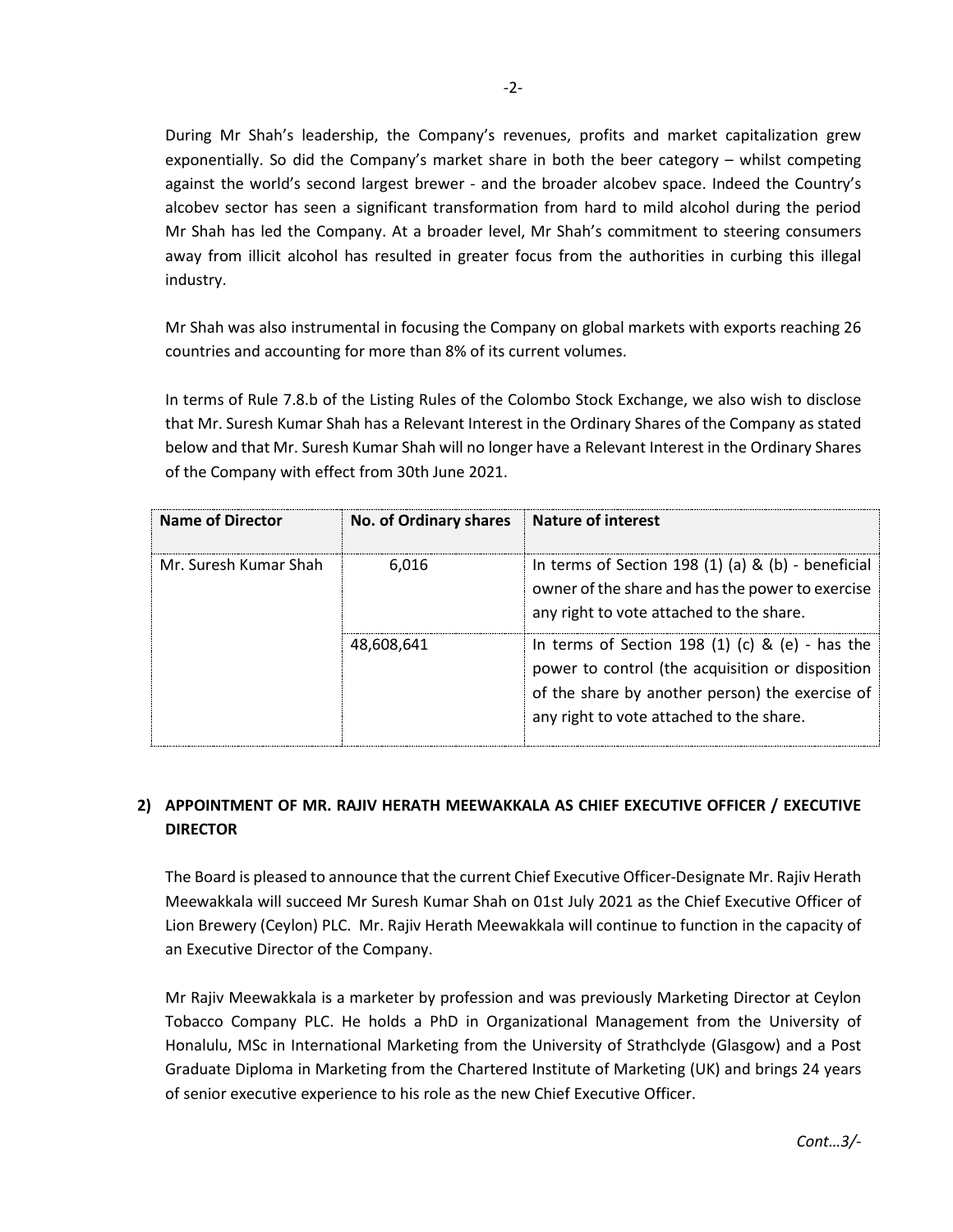During Mr Shah's leadership, the Company's revenues, profits and market capitalization grew exponentially. So did the Company's market share in both the beer category – whilst competing against the world's second largest brewer - and the broader alcobev space. Indeed the Country's alcobev sector has seen a significant transformation from hard to mild alcohol during the period Mr Shah has led the Company. At a broader level, Mr Shah's commitment to steering consumers away from illicit alcohol has resulted in greater focus from the authorities in curbing this illegal industry.

Mr Shah was also instrumental in focusing the Company on global markets with exports reaching 26 countries and accounting for more than 8% of its current volumes.

In terms of Rule 7.8.b of the Listing Rules of the Colombo Stock Exchange, we also wish to disclose that Mr. Suresh Kumar Shah has a Relevant Interest in the Ordinary Shares of the Company as stated below and that Mr. Suresh Kumar Shah will no longer have a Relevant Interest in the Ordinary Shares of the Company with effect from 30th June 2021.

| Name of Director | No. of Ordinary shares | Nature of interest |
|---|---|---|
| Mr. Suresh Kumar Shah | 6,016 | In terms of Section 198 (1) (a) & (b) - beneficial owner of the share and has the power to exercise any right to vote attached to the share. |
| | 48,608,641 | In terms of Section 198 (1) (c) & (e) - has the power to control (the acquisition or disposition of the share by another person) the exercise of any right to vote attached to the share. |

## 2) APPOINTMENT OF MR. RAJIV HERATH MEEWAKKALA AS CHIEF EXECUTIVE OFFICER / EXECUTIVE DIRECTOR

The Board is pleased to announce that the current Chief Executive Officer-Designate Mr. Rajiv Herath Meewakkala will succeed Mr Suresh Kumar Shah on 01st July 2021 as the Chief Executive Officer of Lion Brewery (Ceylon) PLC. Mr. Rajiv Herath Meewakkala will continue to function in the capacity of an Executive Director of the Company.

Mr Rajiv Meewakkala is a marketer by profession and was previously Marketing Director at Ceylon Tobacco Company PLC. He holds a PhD in Organizational Management from the University of Honalulu, MSc in International Marketing from the University of Strathclyde (Glasgow) and a Post Graduate Diploma in Marketing from the Chartered Institute of Marketing (UK) and brings 24 years of senior executive experience to his role as the new Chief Executive Officer.

*Cont…3/-*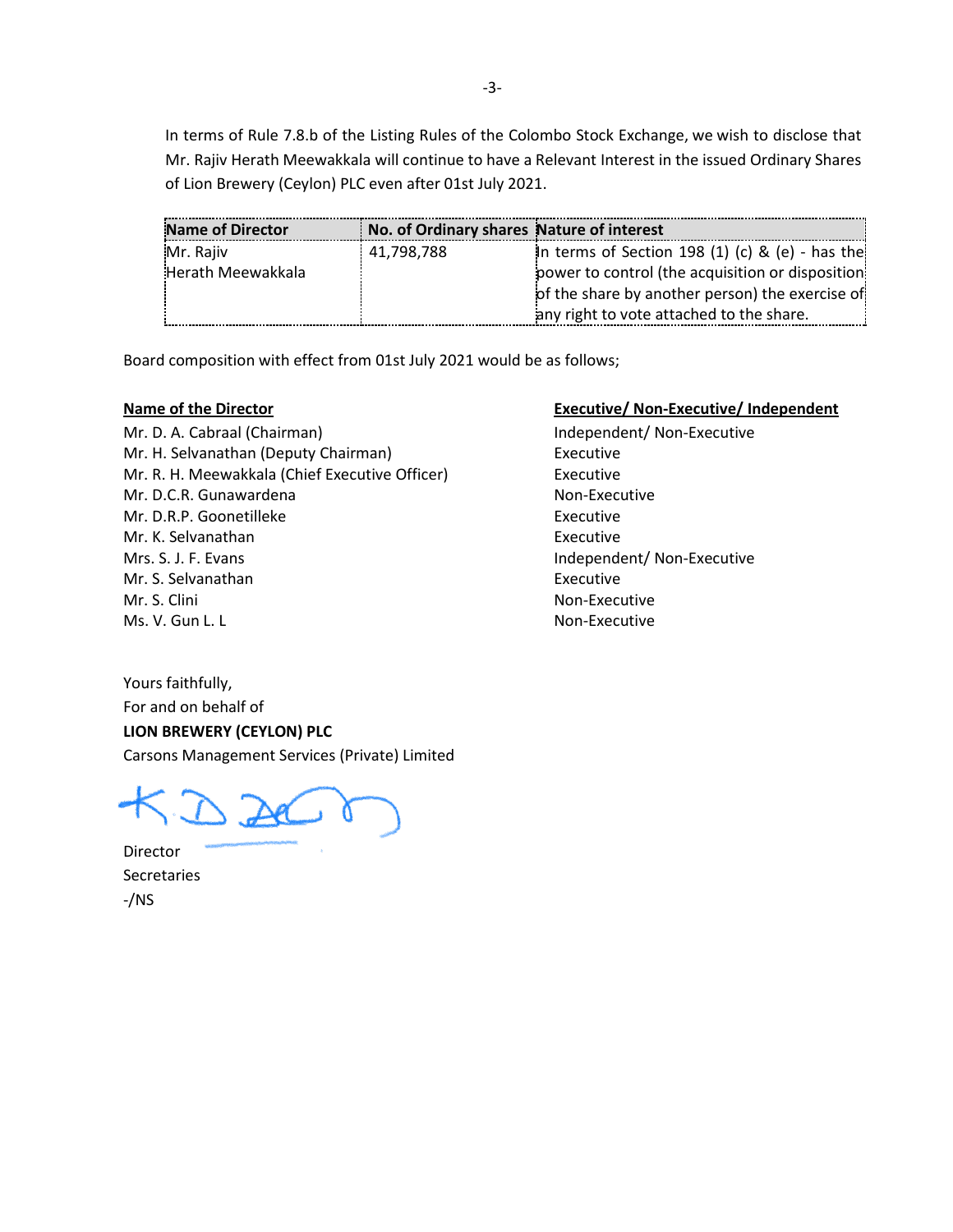In terms of Rule 7.8.b of the Listing Rules of the Colombo Stock Exchange, we wish to disclose that Mr. Rajiv Herath Meewakkala will continue to have a Relevant Interest in the issued Ordinary Shares of Lion Brewery (Ceylon) PLC even after 01st July 2021.

| Name of Director | No. of Ordinary shares | Nature of interest |
|---|---|---|
| Mr. Rajiv Herath Meewakkala | 41,798,788 | In terms of Section 198 (1) (c) & (e) - has the power to control (the acquisition or disposition of the share by another person) the exercise of any right to vote attached to the share. |

Board composition with effect from 01st July 2021 would be as follows;

| Name of the Director | Executive/ Non-Executive/ Independent |
|---|---|
| Mr. D. A. Cabraal (Chairman) | Independent/ Non-Executive |
| Mr. H. Selvanathan (Deputy Chairman) | Executive |
| Mr. R. H. Meewakkala (Chief Executive Officer) | Executive |
| Mr. D.C.R. Gunawardena | Non-Executive |
| Mr. D.R.P. Goonetilleke | Executive |
| Mr. K. Selvanathan | Executive |
| Mrs. S. J. F. Evans | Independent/ Non-Executive |
| Mr. S. Selvanathan | Executive |
| Mr. S. Clini | Non-Executive |
| Ms. V. Gun L. L | Non-Executive |

Yours faithfully,
For and on behalf of
**LION BREWERY (CEYLON) PLC**
Carsons Management Services (Private) Limited

Director
Secretaries
-/NS